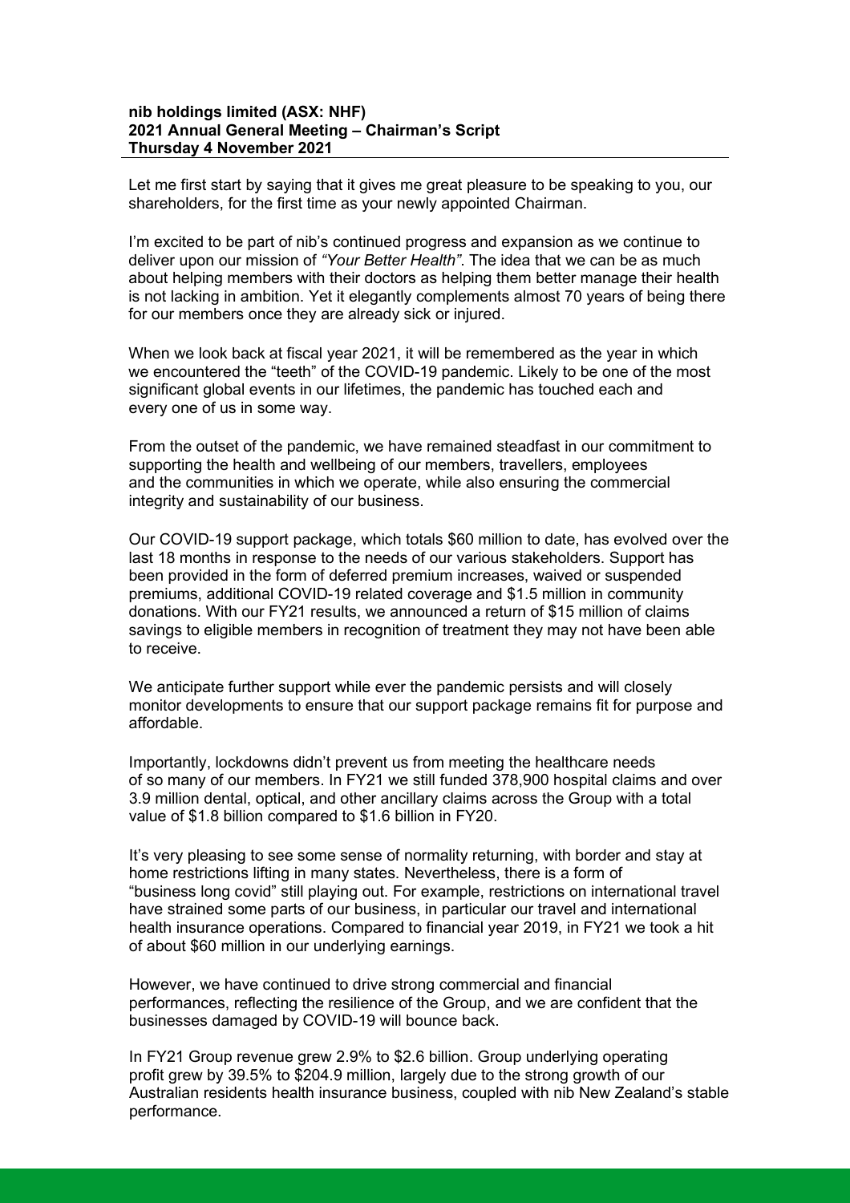**nib holdings limited (ASX: NHF)**
**2021 Annual General Meeting – Chairman's Script**
**Thursday 4 November 2021**

Let me first start by saying that it gives me great pleasure to be speaking to you, our shareholders, for the first time as your newly appointed Chairman.

I'm excited to be part of nib's continued progress and expansion as we continue to deliver upon our mission of *"Your Better Health"*. The idea that we can be as much about helping members with their doctors as helping them better manage their health is not lacking in ambition. Yet it elegantly complements almost 70 years of being there for our members once they are already sick or injured.

When we look back at fiscal year 2021, it will be remembered as the year in which we encountered the "teeth" of the COVID-19 pandemic. Likely to be one of the most significant global events in our lifetimes, the pandemic has touched each and every one of us in some way.

From the outset of the pandemic, we have remained steadfast in our commitment to supporting the health and wellbeing of our members, travellers, employees and the communities in which we operate, while also ensuring the commercial integrity and sustainability of our business.

Our COVID-19 support package, which totals $60 million to date, has evolved over the last 18 months in response to the needs of our various stakeholders. Support has been provided in the form of deferred premium increases, waived or suspended premiums, additional COVID-19 related coverage and $1.5 million in community donations. With our FY21 results, we announced a return of $15 million of claims savings to eligible members in recognition of treatment they may not have been able to receive.

We anticipate further support while ever the pandemic persists and will closely monitor developments to ensure that our support package remains fit for purpose and affordable.

Importantly, lockdowns didn't prevent us from meeting the healthcare needs of so many of our members. In FY21 we still funded 378,900 hospital claims and over 3.9 million dental, optical, and other ancillary claims across the Group with a total value of $1.8 billion compared to $1.6 billion in FY20.

It's very pleasing to see some sense of normality returning, with border and stay at home restrictions lifting in many states. Nevertheless, there is a form of "business long covid" still playing out. For example, restrictions on international travel have strained some parts of our business, in particular our travel and international health insurance operations. Compared to financial year 2019, in FY21 we took a hit of about $60 million in our underlying earnings.

However, we have continued to drive strong commercial and financial performances, reflecting the resilience of the Group, and we are confident that the businesses damaged by COVID-19 will bounce back.

In FY21 Group revenue grew 2.9% to $2.6 billion. Group underlying operating profit grew by 39.5% to $204.9 million, largely due to the strong growth of our Australian residents health insurance business, coupled with nib New Zealand's stable performance.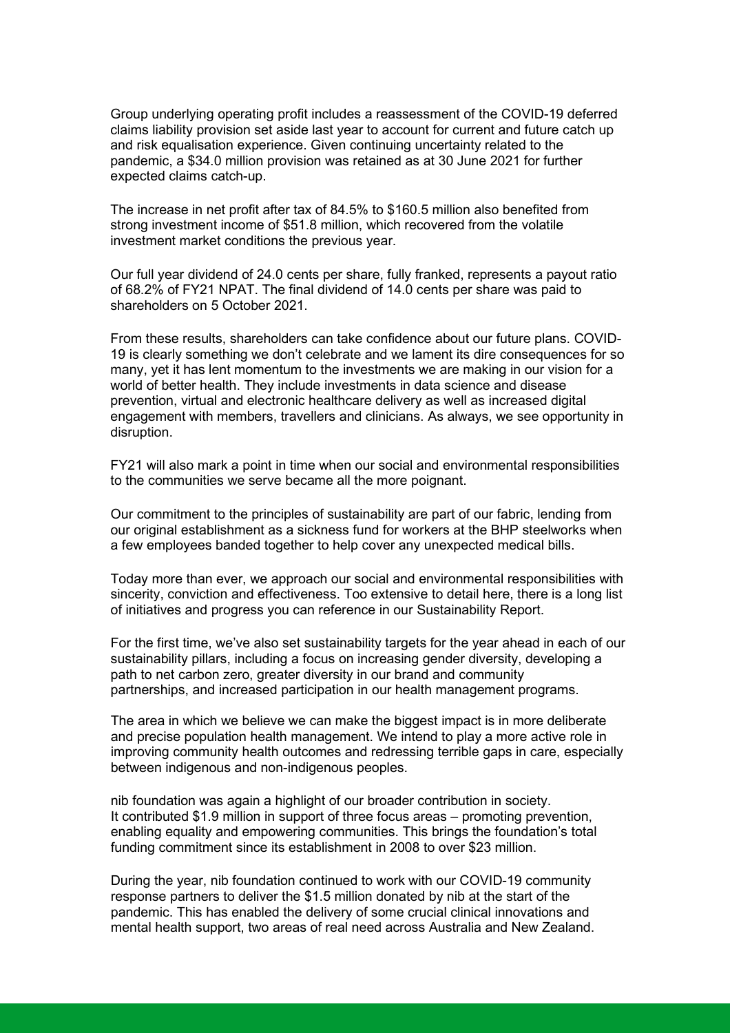Group underlying operating profit includes a reassessment of the COVID-19 deferred claims liability provision set aside last year to account for current and future catch up and risk equalisation experience. Given continuing uncertainty related to the pandemic, a $34.0 million provision was retained as at 30 June 2021 for further expected claims catch-up.

The increase in net profit after tax of 84.5% to $160.5 million also benefited from strong investment income of $51.8 million, which recovered from the volatile investment market conditions the previous year.

Our full year dividend of 24.0 cents per share, fully franked, represents a payout ratio of 68.2% of FY21 NPAT. The final dividend of 14.0 cents per share was paid to shareholders on 5 October 2021.

From these results, shareholders can take confidence about our future plans. COVID-19 is clearly something we don't celebrate and we lament its dire consequences for so many, yet it has lent momentum to the investments we are making in our vision for a world of better health. They include investments in data science and disease prevention, virtual and electronic healthcare delivery as well as increased digital engagement with members, travellers and clinicians. As always, we see opportunity in disruption.

FY21 will also mark a point in time when our social and environmental responsibilities to the communities we serve became all the more poignant.

Our commitment to the principles of sustainability are part of our fabric, lending from our original establishment as a sickness fund for workers at the BHP steelworks when a few employees banded together to help cover any unexpected medical bills.

Today more than ever, we approach our social and environmental responsibilities with sincerity, conviction and effectiveness. Too extensive to detail here, there is a long list of initiatives and progress you can reference in our Sustainability Report.

For the first time, we've also set sustainability targets for the year ahead in each of our sustainability pillars, including a focus on increasing gender diversity, developing a path to net carbon zero, greater diversity in our brand and community partnerships, and increased participation in our health management programs.

The area in which we believe we can make the biggest impact is in more deliberate and precise population health management. We intend to play a more active role in improving community health outcomes and redressing terrible gaps in care, especially between indigenous and non-indigenous peoples.

nib foundation was again a highlight of our broader contribution in society. It contributed $1.9 million in support of three focus areas – promoting prevention, enabling equality and empowering communities. This brings the foundation's total funding commitment since its establishment in 2008 to over $23 million.

During the year, nib foundation continued to work with our COVID-19 community response partners to deliver the $1.5 million donated by nib at the start of the pandemic. This has enabled the delivery of some crucial clinical innovations and mental health support, two areas of real need across Australia and New Zealand.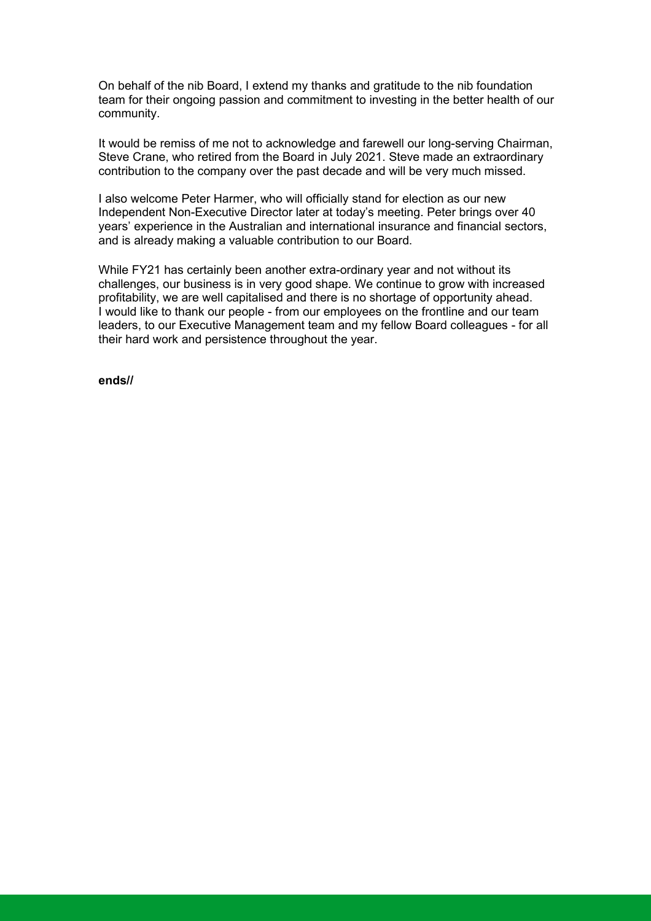On behalf of the nib Board, I extend my thanks and gratitude to the nib foundation team for their ongoing passion and commitment to investing in the better health of our community.

It would be remiss of me not to acknowledge and farewell our long-serving Chairman, Steve Crane, who retired from the Board in July 2021. Steve made an extraordinary contribution to the company over the past decade and will be very much missed.

I also welcome Peter Harmer, who will officially stand for election as our new Independent Non-Executive Director later at today's meeting. Peter brings over 40 years' experience in the Australian and international insurance and financial sectors, and is already making a valuable contribution to our Board.

While FY21 has certainly been another extra-ordinary year and not without its challenges, our business is in very good shape. We continue to grow with increased profitability, we are well capitalised and there is no shortage of opportunity ahead. I would like to thank our people - from our employees on the frontline and our team leaders, to our Executive Management team and my fellow Board colleagues - for all their hard work and persistence throughout the year.

**ends//**